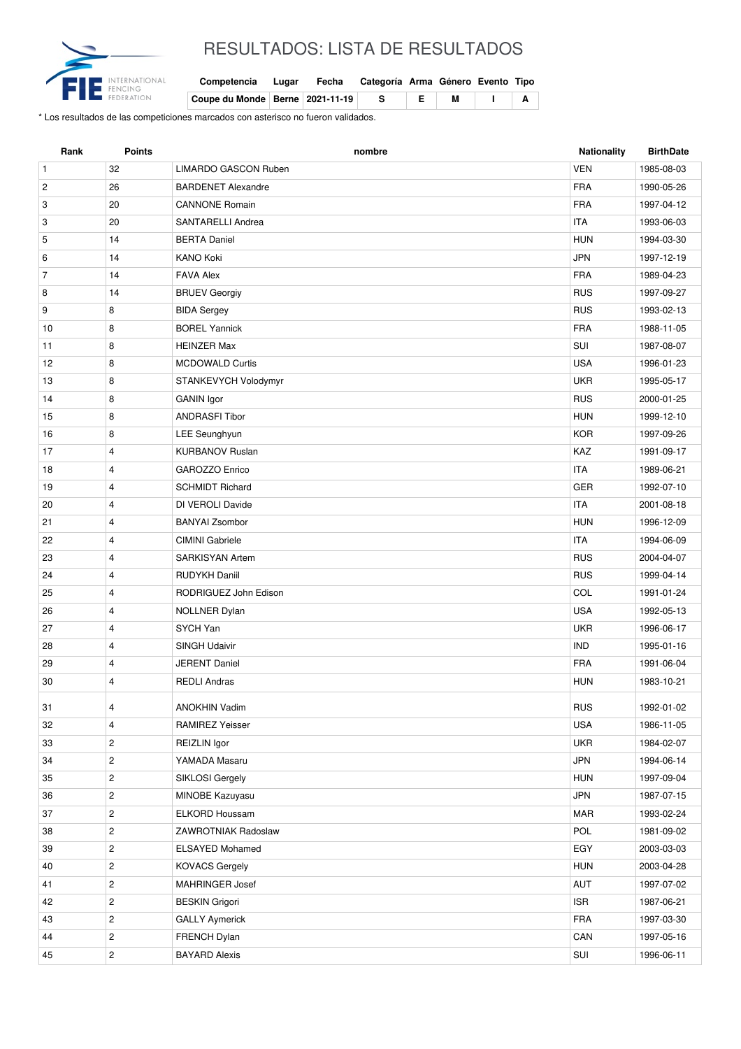# RESULTADOS: LISTA DE RESULTADOS

| Competencia | Lugar | Fecha | Categoría | Arma | Género | Evento | Tipo |
|---|---|---|---|---|---|---|---|
| Coupe du Monde | Berne | 2021-11-19 | S | E | M | I | A |

* Los resultados de las competiciones marcados con asterisco no fueron validados.

| Rank | Points | nombre | Nationality | BirthDate |
|---|---|---|---|---|
| 1 | 32 | LIMARDO GASCON Ruben | VEN | 1985-08-03 |
| 2 | 26 | BARDENET Alexandre | FRA | 1990-05-26 |
| 3 | 20 | CANNONE Romain | FRA | 1997-04-12 |
| 3 | 20 | SANTARELLI Andrea | ITA | 1993-06-03 |
| 5 | 14 | BERTA Daniel | HUN | 1994-03-30 |
| 6 | 14 | KANO Koki | JPN | 1997-12-19 |
| 7 | 14 | FAVA Alex | FRA | 1989-04-23 |
| 8 | 14 | BRUEV Georgiy | RUS | 1997-09-27 |
| 9 | 8 | BIDA Sergey | RUS | 1993-02-13 |
| 10 | 8 | BOREL Yannick | FRA | 1988-11-05 |
| 11 | 8 | HEINZER Max | SUI | 1987-08-07 |
| 12 | 8 | MCDOWALD Curtis | USA | 1996-01-23 |
| 13 | 8 | STANKEVYCH Volodymyr | UKR | 1995-05-17 |
| 14 | 8 | GANIN Igor | RUS | 2000-01-25 |
| 15 | 8 | ANDRASFI Tibor | HUN | 1999-12-10 |
| 16 | 8 | LEE Seunghyun | KOR | 1997-09-26 |
| 17 | 4 | KURBANOV Ruslan | KAZ | 1991-09-17 |
| 18 | 4 | GAROZZO Enrico | ITA | 1989-06-21 |
| 19 | 4 | SCHMIDT Richard | GER | 1992-07-10 |
| 20 | 4 | DI VEROLI Davide | ITA | 2001-08-18 |
| 21 | 4 | BANYAI Zsombor | HUN | 1996-12-09 |
| 22 | 4 | CIMINI Gabriele | ITA | 1994-06-09 |
| 23 | 4 | SARKISYAN Artem | RUS | 2004-04-07 |
| 24 | 4 | RUDYKH Daniil | RUS | 1999-04-14 |
| 25 | 4 | RODRIGUEZ John Edison | COL | 1991-01-24 |
| 26 | 4 | NOLLNER Dylan | USA | 1992-05-13 |
| 27 | 4 | SYCH Yan | UKR | 1996-06-17 |
| 28 | 4 | SINGH Udaivir | IND | 1995-01-16 |
| 29 | 4 | JERENT Daniel | FRA | 1991-06-04 |
| 30 | 4 | REDLI Andras | HUN | 1983-10-21 |
| 31 | 4 | ANOKHIN Vadim | RUS | 1992-01-02 |
| 32 | 4 | RAMIREZ Yeisser | USA | 1986-11-05 |
| 33 | 2 | REIZLIN Igor | UKR | 1984-02-07 |
| 34 | 2 | YAMADA Masaru | JPN | 1994-06-14 |
| 35 | 2 | SIKLOSI Gergely | HUN | 1997-09-04 |
| 36 | 2 | MINOBE Kazuyasu | JPN | 1987-07-15 |
| 37 | 2 | ELKORD Houssam | MAR | 1993-02-24 |
| 38 | 2 | ZAWROTNIAK Radoslaw | POL | 1981-09-02 |
| 39 | 2 | ELSAYED Mohamed | EGY | 2003-03-03 |
| 40 | 2 | KOVACS Gergely | HUN | 2003-04-28 |
| 41 | 2 | MAHRINGER Josef | AUT | 1997-07-02 |
| 42 | 2 | BESKIN Grigori | ISR | 1987-06-21 |
| 43 | 2 | GALLY Aymerick | FRA | 1997-03-30 |
| 44 | 2 | FRENCH Dylan | CAN | 1997-05-16 |
| 45 | 2 | BAYARD Alexis | SUI | 1996-06-11 |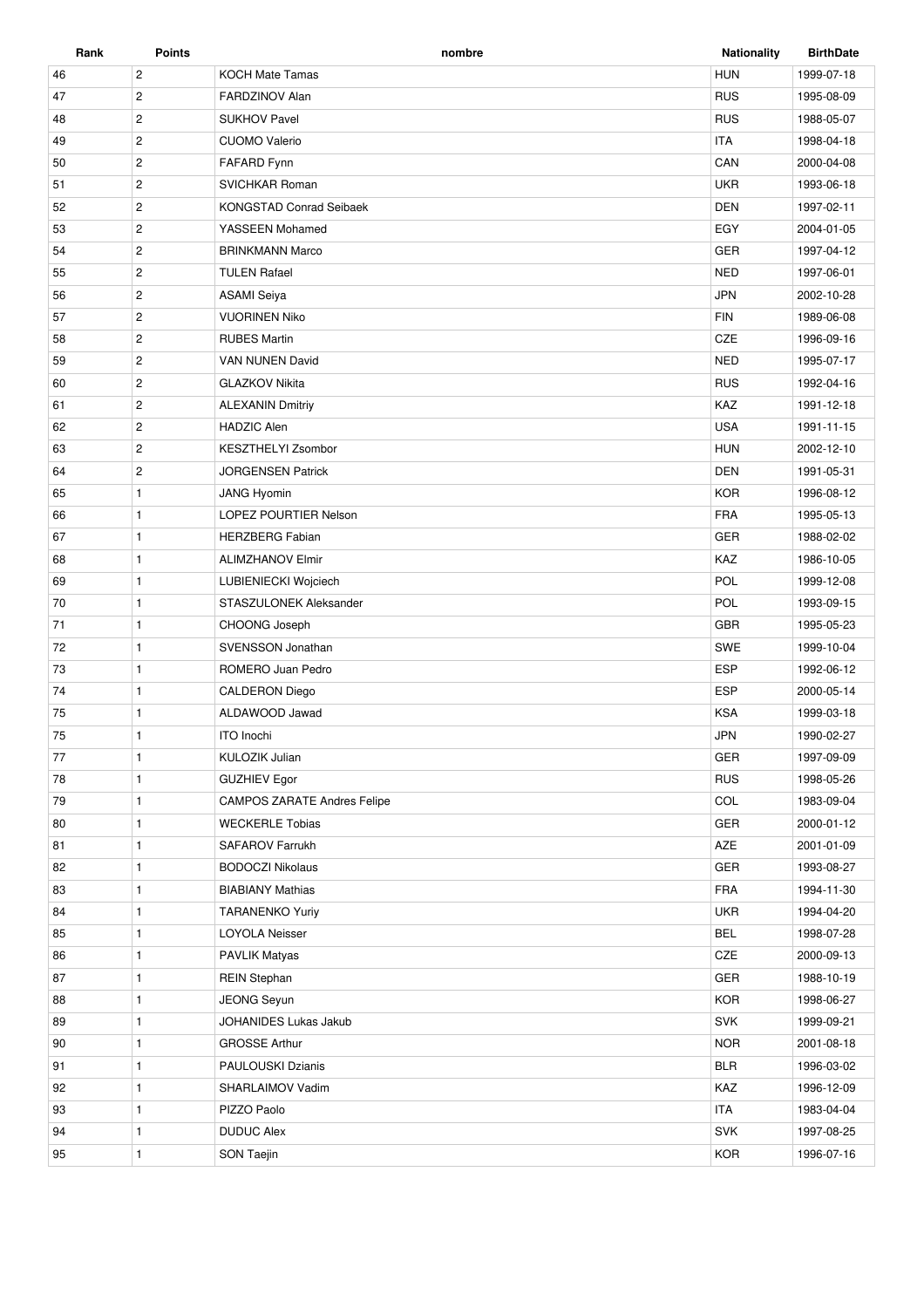| Rank | Points | nombre | Nationality | BirthDate |
|---|---|---|---|---|
| 46 | 2 | KOCH Mate Tamas | HUN | 1999-07-18 |
| 47 | 2 | FARDZINOV Alan | RUS | 1995-08-09 |
| 48 | 2 | SUKHOV Pavel | RUS | 1988-05-07 |
| 49 | 2 | CUOMO Valerio | ITA | 1998-04-18 |
| 50 | 2 | FAFARD Fynn | CAN | 2000-04-08 |
| 51 | 2 | SVICHKAR Roman | UKR | 1993-06-18 |
| 52 | 2 | KONGSTAD Conrad Seibaek | DEN | 1997-02-11 |
| 53 | 2 | YASSEEN Mohamed | EGY | 2004-01-05 |
| 54 | 2 | BRINKMANN Marco | GER | 1997-04-12 |
| 55 | 2 | TULEN Rafael | NED | 1997-06-01 |
| 56 | 2 | ASAMI Seiya | JPN | 2002-10-28 |
| 57 | 2 | VUORINEN Niko | FIN | 1989-06-08 |
| 58 | 2 | RUBES Martin | CZE | 1996-09-16 |
| 59 | 2 | VAN NUNEN David | NED | 1995-07-17 |
| 60 | 2 | GLAZKOV Nikita | RUS | 1992-04-16 |
| 61 | 2 | ALEXANIN Dmitriy | KAZ | 1991-12-18 |
| 62 | 2 | HADZIC Alen | USA | 1991-11-15 |
| 63 | 2 | KESZTHELYI Zsombor | HUN | 2002-12-10 |
| 64 | 2 | JORGENSEN Patrick | DEN | 1991-05-31 |
| 65 | 1 | JANG Hyomin | KOR | 1996-08-12 |
| 66 | 1 | LOPEZ POURTIER Nelson | FRA | 1995-05-13 |
| 67 | 1 | HERZBERG Fabian | GER | 1988-02-02 |
| 68 | 1 | ALIMZHANOV Elmir | KAZ | 1986-10-05 |
| 69 | 1 | LUBIENIECKI Wojciech | POL | 1999-12-08 |
| 70 | 1 | STASZULONEK Aleksander | POL | 1993-09-15 |
| 71 | 1 | CHOONG Joseph | GBR | 1995-05-23 |
| 72 | 1 | SVENSSON Jonathan | SWE | 1999-10-04 |
| 73 | 1 | ROMERO Juan Pedro | ESP | 1992-06-12 |
| 74 | 1 | CALDERON Diego | ESP | 2000-05-14 |
| 75 | 1 | ALDAWOOD Jawad | KSA | 1999-03-18 |
| 75 | 1 | ITO Inochi | JPN | 1990-02-27 |
| 77 | 1 | KULOZIK Julian | GER | 1997-09-09 |
| 78 | 1 | GUZHIEV Egor | RUS | 1998-05-26 |
| 79 | 1 | CAMPOS ZARATE Andres Felipe | COL | 1983-09-04 |
| 80 | 1 | WECKERLE Tobias | GER | 2000-01-12 |
| 81 | 1 | SAFAROV Farrukh | AZE | 2001-01-09 |
| 82 | 1 | BODOCZI Nikolaus | GER | 1993-08-27 |
| 83 | 1 | BIABIANY Mathias | FRA | 1994-11-30 |
| 84 | 1 | TARANENKO Yuriy | UKR | 1994-04-20 |
| 85 | 1 | LOYOLA Neisser | BEL | 1998-07-28 |
| 86 | 1 | PAVLIK Matyas | CZE | 2000-09-13 |
| 87 | 1 | REIN Stephan | GER | 1988-10-19 |
| 88 | 1 | JEONG Seyun | KOR | 1998-06-27 |
| 89 | 1 | JOHANIDES Lukas Jakub | SVK | 1999-09-21 |
| 90 | 1 | GROSSE Arthur | NOR | 2001-08-18 |
| 91 | 1 | PAULOUSKI Dzianis | BLR | 1996-03-02 |
| 92 | 1 | SHARLAIMOV Vadim | KAZ | 1996-12-09 |
| 93 | 1 | PIZZO Paolo | ITA | 1983-04-04 |
| 94 | 1 | DUDUC Alex | SVK | 1997-08-25 |
| 95 | 1 | SON Taejin | KOR | 1996-07-16 |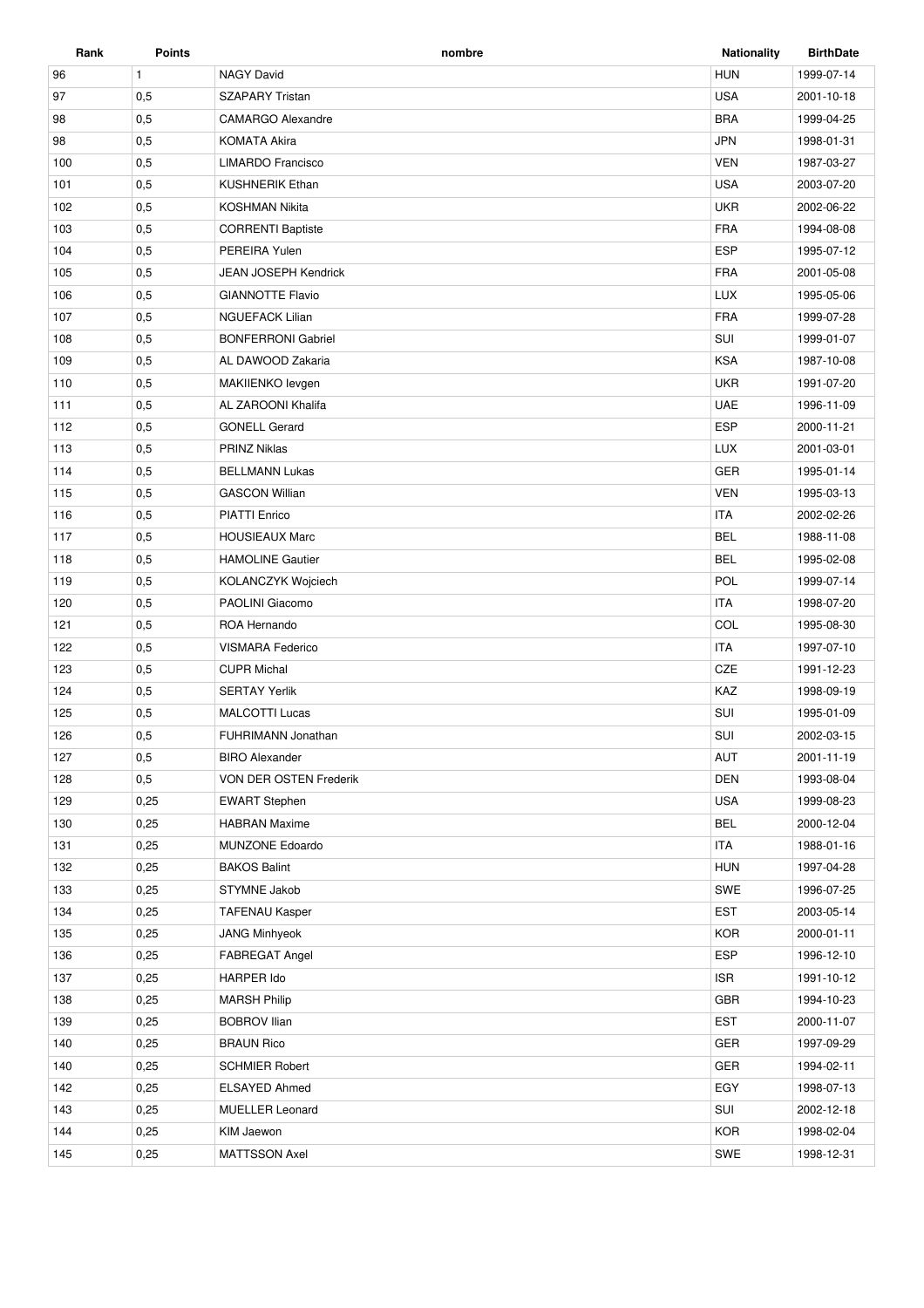| Rank | Points | nombre | Nationality | BirthDate |
| --- | --- | --- | --- | --- |
| 96 | 1 | NAGY David | HUN | 1999-07-14 |
| 97 | 0,5 | SZAPARY Tristan | USA | 2001-10-18 |
| 98 | 0,5 | CAMARGO Alexandre | BRA | 1999-04-25 |
| 98 | 0,5 | KOMATA Akira | JPN | 1998-01-31 |
| 100 | 0,5 | LIMARDO Francisco | VEN | 1987-03-27 |
| 101 | 0,5 | KUSHNERIK Ethan | USA | 2003-07-20 |
| 102 | 0,5 | KOSHMAN Nikita | UKR | 2002-06-22 |
| 103 | 0,5 | CORRENTI Baptiste | FRA | 1994-08-08 |
| 104 | 0,5 | PEREIRA Yulen | ESP | 1995-07-12 |
| 105 | 0,5 | JEAN JOSEPH Kendrick | FRA | 2001-05-08 |
| 106 | 0,5 | GIANNOTTE Flavio | LUX | 1995-05-06 |
| 107 | 0,5 | NGUEFACK Lilian | FRA | 1999-07-28 |
| 108 | 0,5 | BONFERRONI Gabriel | SUI | 1999-01-07 |
| 109 | 0,5 | AL DAWOOD Zakaria | KSA | 1987-10-08 |
| 110 | 0,5 | MAKIIENKO Ievgen | UKR | 1991-07-20 |
| 111 | 0,5 | AL ZAROONI Khalifa | UAE | 1996-11-09 |
| 112 | 0,5 | GONELL Gerard | ESP | 2000-11-21 |
| 113 | 0,5 | PRINZ Niklas | LUX | 2001-03-01 |
| 114 | 0,5 | BELLMANN Lukas | GER | 1995-01-14 |
| 115 | 0,5 | GASCON Willian | VEN | 1995-03-13 |
| 116 | 0,5 | PIATTI Enrico | ITA | 2002-02-26 |
| 117 | 0,5 | HOUSIEAUX Marc | BEL | 1988-11-08 |
| 118 | 0,5 | HAMOLINE Gautier | BEL | 1995-02-08 |
| 119 | 0,5 | KOLANCZYK Wojciech | POL | 1999-07-14 |
| 120 | 0,5 | PAOLINI Giacomo | ITA | 1998-07-20 |
| 121 | 0,5 | ROA Hernando | COL | 1995-08-30 |
| 122 | 0,5 | VISMARA Federico | ITA | 1997-07-10 |
| 123 | 0,5 | CUPR Michal | CZE | 1991-12-23 |
| 124 | 0,5 | SERTAY Yerlik | KAZ | 1998-09-19 |
| 125 | 0,5 | MALCOTTI Lucas | SUI | 1995-01-09 |
| 126 | 0,5 | FUHRIMANN Jonathan | SUI | 2002-03-15 |
| 127 | 0,5 | BIRO Alexander | AUT | 2001-11-19 |
| 128 | 0,5 | VON DER OSTEN Frederik | DEN | 1993-08-04 |
| 129 | 0,25 | EWART Stephen | USA | 1999-08-23 |
| 130 | 0,25 | HABRAN Maxime | BEL | 2000-12-04 |
| 131 | 0,25 | MUNZONE Edoardo | ITA | 1988-01-16 |
| 132 | 0,25 | BAKOS Balint | HUN | 1997-04-28 |
| 133 | 0,25 | STYMNE Jakob | SWE | 1996-07-25 |
| 134 | 0,25 | TAFENAU Kasper | EST | 2003-05-14 |
| 135 | 0,25 | JANG Minhyeok | KOR | 2000-01-11 |
| 136 | 0,25 | FABREGAT Angel | ESP | 1996-12-10 |
| 137 | 0,25 | HARPER Ido | ISR | 1991-10-12 |
| 138 | 0,25 | MARSH Philip | GBR | 1994-10-23 |
| 139 | 0,25 | BOBROV Ilian | EST | 2000-11-07 |
| 140 | 0,25 | BRAUN Rico | GER | 1997-09-29 |
| 140 | 0,25 | SCHMIER Robert | GER | 1994-02-11 |
| 142 | 0,25 | ELSAYED Ahmed | EGY | 1998-07-13 |
| 143 | 0,25 | MUELLER Leonard | SUI | 2002-12-18 |
| 144 | 0,25 | KIM Jaewon | KOR | 1998-02-04 |
| 145 | 0,25 | MATTSSON Axel | SWE | 1998-12-31 |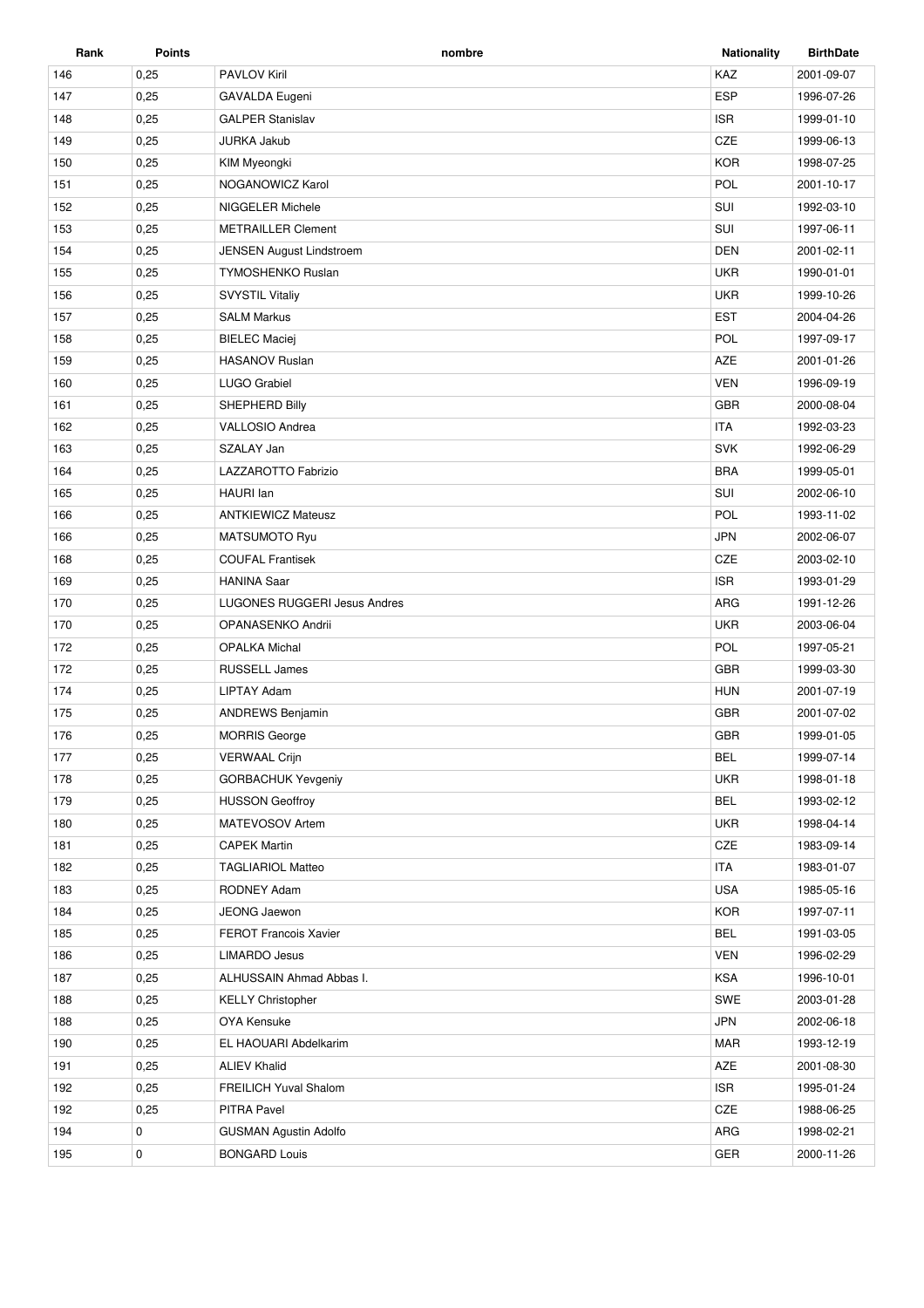| Rank | Points | nombre | Nationality | BirthDate |
| --- | --- | --- | --- | --- |
| 146 | 0,25 | PAVLOV Kiril | KAZ | 2001-09-07 |
| 147 | 0,25 | GAVALDA Eugeni | ESP | 1996-07-26 |
| 148 | 0,25 | GALPER Stanislav | ISR | 1999-01-10 |
| 149 | 0,25 | JURKA Jakub | CZE | 1999-06-13 |
| 150 | 0,25 | KIM Myeongki | KOR | 1998-07-25 |
| 151 | 0,25 | NOGANOWICZ Karol | POL | 2001-10-17 |
| 152 | 0,25 | NIGGELER Michele | SUI | 1992-03-10 |
| 153 | 0,25 | METRAILLER Clement | SUI | 1997-06-11 |
| 154 | 0,25 | JENSEN August Lindstroem | DEN | 2001-02-11 |
| 155 | 0,25 | TYMOSHENKO Ruslan | UKR | 1990-01-01 |
| 156 | 0,25 | SVYSTIL Vitaliy | UKR | 1999-10-26 |
| 157 | 0,25 | SALM Markus | EST | 2004-04-26 |
| 158 | 0,25 | BIELEC Maciej | POL | 1997-09-17 |
| 159 | 0,25 | HASANOV Ruslan | AZE | 2001-01-26 |
| 160 | 0,25 | LUGO Grabiel | VEN | 1996-09-19 |
| 161 | 0,25 | SHEPHERD Billy | GBR | 2000-08-04 |
| 162 | 0,25 | VALLOSIO Andrea | ITA | 1992-03-23 |
| 163 | 0,25 | SZALAY Jan | SVK | 1992-06-29 |
| 164 | 0,25 | LAZZAROTTO Fabrizio | BRA | 1999-05-01 |
| 165 | 0,25 | HAURI Ian | SUI | 2002-06-10 |
| 166 | 0,25 | ANTKIEWICZ Mateusz | POL | 1993-11-02 |
| 166 | 0,25 | MATSUMOTO Ryu | JPN | 2002-06-07 |
| 168 | 0,25 | COUFAL Frantisek | CZE | 2003-02-10 |
| 169 | 0,25 | HANINA Saar | ISR | 1993-01-29 |
| 170 | 0,25 | LUGONES RUGGERI Jesus Andres | ARG | 1991-12-26 |
| 170 | 0,25 | OPANASENKO Andrii | UKR | 2003-06-04 |
| 172 | 0,25 | OPALKA Michal | POL | 1997-05-21 |
| 172 | 0,25 | RUSSELL James | GBR | 1999-03-30 |
| 174 | 0,25 | LIPTAY Adam | HUN | 2001-07-19 |
| 175 | 0,25 | ANDREWS Benjamin | GBR | 2001-07-02 |
| 176 | 0,25 | MORRIS George | GBR | 1999-01-05 |
| 177 | 0,25 | VERWAAL Crijn | BEL | 1999-07-14 |
| 178 | 0,25 | GORBACHUK Yevgeniy | UKR | 1998-01-18 |
| 179 | 0,25 | HUSSON Geoffroy | BEL | 1993-02-12 |
| 180 | 0,25 | MATEVOSOV Artem | UKR | 1998-04-14 |
| 181 | 0,25 | CAPEK Martin | CZE | 1983-09-14 |
| 182 | 0,25 | TAGLIARIOL Matteo | ITA | 1983-01-07 |
| 183 | 0,25 | RODNEY Adam | USA | 1985-05-16 |
| 184 | 0,25 | JEONG Jaewon | KOR | 1997-07-11 |
| 185 | 0,25 | FEROT Francois Xavier | BEL | 1991-03-05 |
| 186 | 0,25 | LIMARDO Jesus | VEN | 1996-02-29 |
| 187 | 0,25 | ALHUSSAIN Ahmad Abbas I. | KSA | 1996-10-01 |
| 188 | 0,25 | KELLY Christopher | SWE | 2003-01-28 |
| 188 | 0,25 | OYA Kensuke | JPN | 2002-06-18 |
| 190 | 0,25 | EL HAOUARI Abdelkarim | MAR | 1993-12-19 |
| 191 | 0,25 | ALIEV Khalid | AZE | 2001-08-30 |
| 192 | 0,25 | FREILICH Yuval Shalom | ISR | 1995-01-24 |
| 192 | 0,25 | PITRA Pavel | CZE | 1988-06-25 |
| 194 | 0 | GUSMAN Agustin Adolfo | ARG | 1998-02-21 |
| 195 | 0 | BONGARD Louis | GER | 2000-11-26 |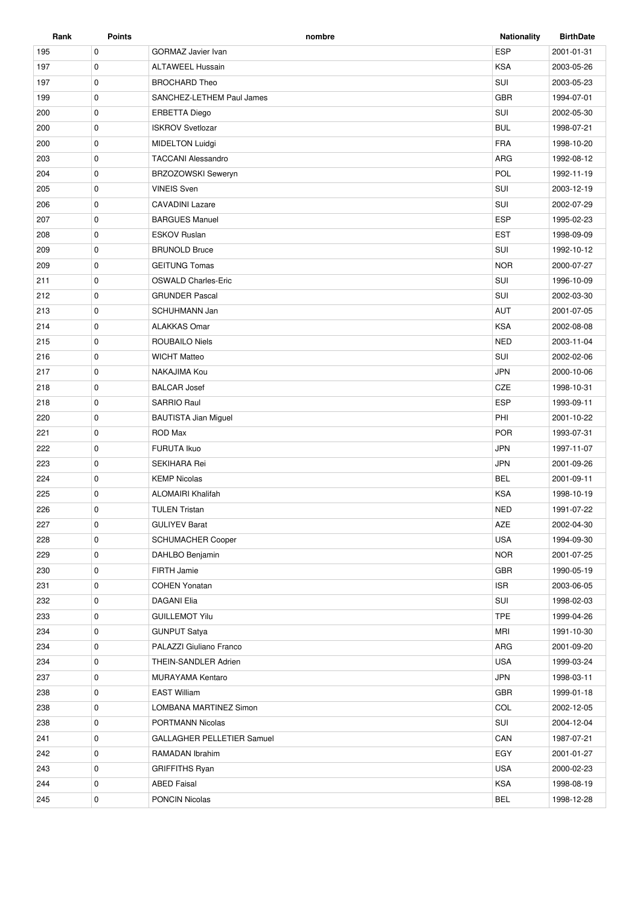| Rank | Points | nombre | Nationality | BirthDate |
|---|---|---|---|---|
| 195 | 0 | GORMAZ Javier Ivan | ESP | 2001-01-31 |
| 197 | 0 | ALTAWEEL Hussain | KSA | 2003-05-26 |
| 197 | 0 | BROCHARD Theo | SUI | 2003-05-23 |
| 199 | 0 | SANCHEZ-LETHEM Paul James | GBR | 1994-07-01 |
| 200 | 0 | ERBETTA Diego | SUI | 2002-05-30 |
| 200 | 0 | ISKROV Svetlozar | BUL | 1998-07-21 |
| 200 | 0 | MIDELTON Luidgi | FRA | 1998-10-20 |
| 203 | 0 | TACCANI Alessandro | ARG | 1992-08-12 |
| 204 | 0 | BRZOZOWSKI Seweryn | POL | 1992-11-19 |
| 205 | 0 | VINEIS Sven | SUI | 2003-12-19 |
| 206 | 0 | CAVADINI Lazare | SUI | 2002-07-29 |
| 207 | 0 | BARGUES Manuel | ESP | 1995-02-23 |
| 208 | 0 | ESKOV Ruslan | EST | 1998-09-09 |
| 209 | 0 | BRUNOLD Bruce | SUI | 1992-10-12 |
| 209 | 0 | GEITUNG Tomas | NOR | 2000-07-27 |
| 211 | 0 | OSWALD Charles-Eric | SUI | 1996-10-09 |
| 212 | 0 | GRUNDER Pascal | SUI | 2002-03-30 |
| 213 | 0 | SCHUHMANN Jan | AUT | 2001-07-05 |
| 214 | 0 | ALAKKAS Omar | KSA | 2002-08-08 |
| 215 | 0 | ROUBAILO Niels | NED | 2003-11-04 |
| 216 | 0 | WICHT Matteo | SUI | 2002-02-06 |
| 217 | 0 | NAKAJIMA Kou | JPN | 2000-10-06 |
| 218 | 0 | BALCAR Josef | CZE | 1998-10-31 |
| 218 | 0 | SARRIO Raul | ESP | 1993-09-11 |
| 220 | 0 | BAUTISTA Jian Miguel | PHI | 2001-10-22 |
| 221 | 0 | ROD Max | POR | 1993-07-31 |
| 222 | 0 | FURUTA Ikuo | JPN | 1997-11-07 |
| 223 | 0 | SEKIHARA Rei | JPN | 2001-09-26 |
| 224 | 0 | KEMP Nicolas | BEL | 2001-09-11 |
| 225 | 0 | ALOMAIRI Khalifah | KSA | 1998-10-19 |
| 226 | 0 | TULEN Tristan | NED | 1991-07-22 |
| 227 | 0 | GULIYEV Barat | AZE | 2002-04-30 |
| 228 | 0 | SCHUMACHER Cooper | USA | 1994-09-30 |
| 229 | 0 | DAHLBO Benjamin | NOR | 2001-07-25 |
| 230 | 0 | FIRTH Jamie | GBR | 1990-05-19 |
| 231 | 0 | COHEN Yonatan | ISR | 2003-06-05 |
| 232 | 0 | DAGANI Elia | SUI | 1998-02-03 |
| 233 | 0 | GUILLEMOT Yilu | TPE | 1999-04-26 |
| 234 | 0 | GUNPUT Satya | MRI | 1991-10-30 |
| 234 | 0 | PALAZZI Giuliano Franco | ARG | 2001-09-20 |
| 234 | 0 | THEIN-SANDLER Adrien | USA | 1999-03-24 |
| 237 | 0 | MURAYAMA Kentaro | JPN | 1998-03-11 |
| 238 | 0 | EAST William | GBR | 1999-01-18 |
| 238 | 0 | LOMBANA MARTINEZ Simon | COL | 2002-12-05 |
| 238 | 0 | PORTMANN Nicolas | SUI | 2004-12-04 |
| 241 | 0 | GALLAGHER PELLETIER Samuel | CAN | 1987-07-21 |
| 242 | 0 | RAMADAN Ibrahim | EGY | 2001-01-27 |
| 243 | 0 | GRIFFITHS Ryan | USA | 2000-02-23 |
| 244 | 0 | ABED Faisal | KSA | 1998-08-19 |
| 245 | 0 | PONCIN Nicolas | BEL | 1998-12-28 |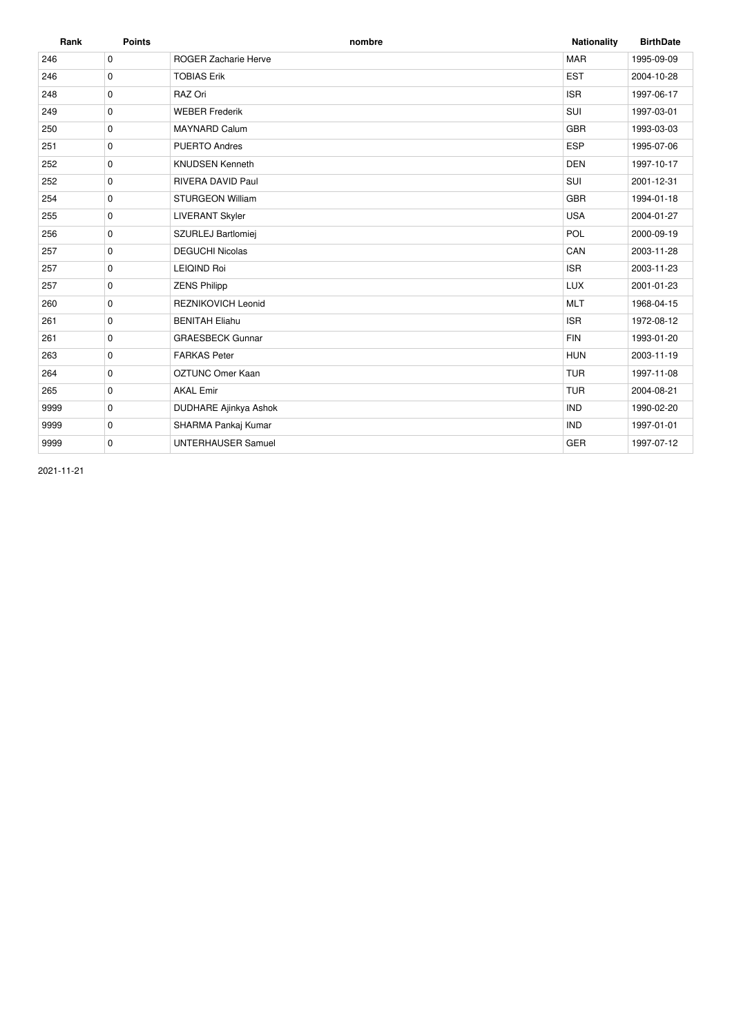| Rank | Points | nombre | Nationality | BirthDate |
|---|---|---|---|---|
| 246 | 0 | ROGER Zacharie Herve | MAR | 1995-09-09 |
| 246 | 0 | TOBIAS Erik | EST | 2004-10-28 |
| 248 | 0 | RAZ Ori | ISR | 1997-06-17 |
| 249 | 0 | WEBER Frederik | SUI | 1997-03-01 |
| 250 | 0 | MAYNARD Calum | GBR | 1993-03-03 |
| 251 | 0 | PUERTO Andres | ESP | 1995-07-06 |
| 252 | 0 | KNUDSEN Kenneth | DEN | 1997-10-17 |
| 252 | 0 | RIVERA DAVID Paul | SUI | 2001-12-31 |
| 254 | 0 | STURGEON William | GBR | 1994-01-18 |
| 255 | 0 | LIVERANT Skyler | USA | 2004-01-27 |
| 256 | 0 | SZURLEJ Bartlomiej | POL | 2000-09-19 |
| 257 | 0 | DEGUCHI Nicolas | CAN | 2003-11-28 |
| 257 | 0 | LEIQIND Roi | ISR | 2003-11-23 |
| 257 | 0 | ZENS Philipp | LUX | 2001-01-23 |
| 260 | 0 | REZNIKOVICH Leonid | MLT | 1968-04-15 |
| 261 | 0 | BENITAH Eliahu | ISR | 1972-08-12 |
| 261 | 0 | GRAESBECK Gunnar | FIN | 1993-01-20 |
| 263 | 0 | FARKAS Peter | HUN | 2003-11-19 |
| 264 | 0 | OZTUNC Omer Kaan | TUR | 1997-11-08 |
| 265 | 0 | AKAL Emir | TUR | 2004-08-21 |
| 9999 | 0 | DUDHARE Ajinkya Ashok | IND | 1990-02-20 |
| 9999 | 0 | SHARMA Pankaj Kumar | IND | 1997-01-01 |
| 9999 | 0 | UNTERHAUSER Samuel | GER | 1997-07-12 |

2021-11-21